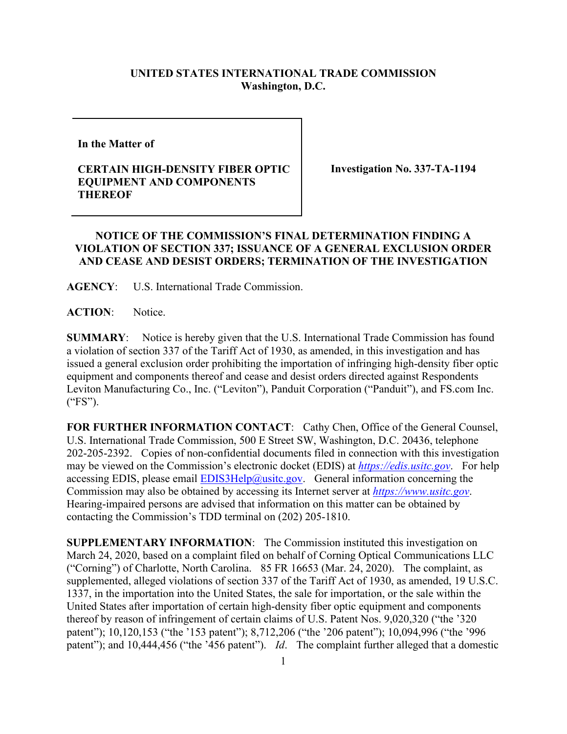**UNITED STATES INTERNATIONAL TRADE COMMISSION**
**Washington, D.C.**

| | |
|---|---|
| **In the Matter of**<br><br>**CERTAIN HIGH-DENSITY FIBER OPTIC EQUIPMENT AND COMPONENTS THEREOF** | **Investigation No. 337-TA-1194** |

**NOTICE OF THE COMMISSION'S FINAL DETERMINATION FINDING A VIOLATION OF SECTION 337; ISSUANCE OF A GENERAL EXCLUSION ORDER AND CEASE AND DESIST ORDERS; TERMINATION OF THE INVESTIGATION**

**AGENCY**: U.S. International Trade Commission.

**ACTION**: Notice.

**SUMMARY**: Notice is hereby given that the U.S. International Trade Commission has found a violation of section 337 of the Tariff Act of 1930, as amended, in this investigation and has issued a general exclusion order prohibiting the importation of infringing high-density fiber optic equipment and components thereof and cease and desist orders directed against Respondents Leviton Manufacturing Co., Inc. ("Leviton"), Panduit Corporation ("Panduit"), and FS.com Inc. ("FS").

**FOR FURTHER INFORMATION CONTACT**: Cathy Chen, Office of the General Counsel, U.S. International Trade Commission, 500 E Street SW, Washington, D.C. 20436, telephone 202-205-2392. Copies of non-confidential documents filed in connection with this investigation may be viewed on the Commission's electronic docket (EDIS) at *https://edis.usitc.gov*. For help accessing EDIS, please email EDIS3Help@usitc.gov. General information concerning the Commission may also be obtained by accessing its Internet server at *https://www.usitc.gov*. Hearing-impaired persons are advised that information on this matter can be obtained by contacting the Commission's TDD terminal on (202) 205-1810.

**SUPPLEMENTARY INFORMATION**: The Commission instituted this investigation on March 24, 2020, based on a complaint filed on behalf of Corning Optical Communications LLC ("Corning") of Charlotte, North Carolina. 85 FR 16653 (Mar. 24, 2020). The complaint, as supplemented, alleged violations of section 337 of the Tariff Act of 1930, as amended, 19 U.S.C. 1337, in the importation into the United States, the sale for importation, or the sale within the United States after importation of certain high-density fiber optic equipment and components thereof by reason of infringement of certain claims of U.S. Patent Nos. 9,020,320 ("the '320 patent"); 10,120,153 ("the '153 patent"); 8,712,206 ("the '206 patent"); 10,094,996 ("the '996 patent"); and 10,444,456 ("the '456 patent"). *Id*. The complaint further alleged that a domestic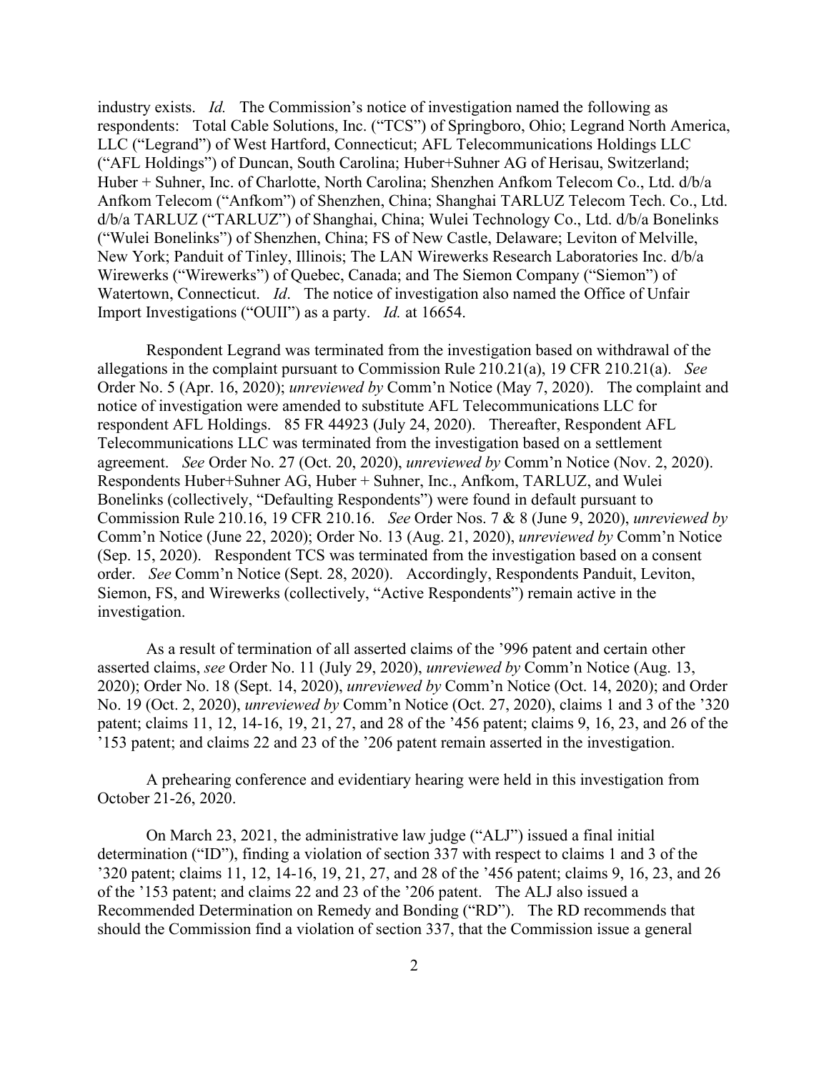industry exists. *Id.* The Commission's notice of investigation named the following as respondents: Total Cable Solutions, Inc. ("TCS") of Springboro, Ohio; Legrand North America, LLC ("Legrand") of West Hartford, Connecticut; AFL Telecommunications Holdings LLC ("AFL Holdings") of Duncan, South Carolina; Huber+Suhner AG of Herisau, Switzerland; Huber + Suhner, Inc. of Charlotte, North Carolina; Shenzhen Anfkom Telecom Co., Ltd. d/b/a Anfkom Telecom ("Anfkom") of Shenzhen, China; Shanghai TARLUZ Telecom Tech. Co., Ltd. d/b/a TARLUZ ("TARLUZ") of Shanghai, China; Wulei Technology Co., Ltd. d/b/a Bonelinks ("Wulei Bonelinks") of Shenzhen, China; FS of New Castle, Delaware; Leviton of Melville, New York; Panduit of Tinley, Illinois; The LAN Wirewerks Research Laboratories Inc. d/b/a Wirewerks ("Wirewerks") of Quebec, Canada; and The Siemon Company ("Siemon") of Watertown, Connecticut. *Id*. The notice of investigation also named the Office of Unfair Import Investigations ("OUII") as a party. *Id.* at 16654.

Respondent Legrand was terminated from the investigation based on withdrawal of the allegations in the complaint pursuant to Commission Rule 210.21(a), 19 CFR 210.21(a). *See* Order No. 5 (Apr. 16, 2020); *unreviewed by* Comm'n Notice (May 7, 2020). The complaint and notice of investigation were amended to substitute AFL Telecommunications LLC for respondent AFL Holdings. 85 FR 44923 (July 24, 2020). Thereafter, Respondent AFL Telecommunications LLC was terminated from the investigation based on a settlement agreement. *See* Order No. 27 (Oct. 20, 2020), *unreviewed by* Comm'n Notice (Nov. 2, 2020). Respondents Huber+Suhner AG, Huber + Suhner, Inc., Anfkom, TARLUZ, and Wulei Bonelinks (collectively, "Defaulting Respondents") were found in default pursuant to Commission Rule 210.16, 19 CFR 210.16. *See* Order Nos. 7 & 8 (June 9, 2020), *unreviewed by* Comm'n Notice (June 22, 2020); Order No. 13 (Aug. 21, 2020), *unreviewed by* Comm'n Notice (Sep. 15, 2020). Respondent TCS was terminated from the investigation based on a consent order. *See* Comm'n Notice (Sept. 28, 2020). Accordingly, Respondents Panduit, Leviton, Siemon, FS, and Wirewerks (collectively, "Active Respondents") remain active in the investigation.

As a result of termination of all asserted claims of the '996 patent and certain other asserted claims, *see* Order No. 11 (July 29, 2020), *unreviewed by* Comm'n Notice (Aug. 13, 2020); Order No. 18 (Sept. 14, 2020), *unreviewed by* Comm'n Notice (Oct. 14, 2020); and Order No. 19 (Oct. 2, 2020), *unreviewed by* Comm'n Notice (Oct. 27, 2020), claims 1 and 3 of the '320 patent; claims 11, 12, 14-16, 19, 21, 27, and 28 of the '456 patent; claims 9, 16, 23, and 26 of the '153 patent; and claims 22 and 23 of the '206 patent remain asserted in the investigation.

A prehearing conference and evidentiary hearing were held in this investigation from October 21-26, 2020.

On March 23, 2021, the administrative law judge ("ALJ") issued a final initial determination ("ID"), finding a violation of section 337 with respect to claims 1 and 3 of the '320 patent; claims 11, 12, 14-16, 19, 21, 27, and 28 of the '456 patent; claims 9, 16, 23, and 26 of the '153 patent; and claims 22 and 23 of the '206 patent. The ALJ also issued a Recommended Determination on Remedy and Bonding ("RD"). The RD recommends that should the Commission find a violation of section 337, that the Commission issue a general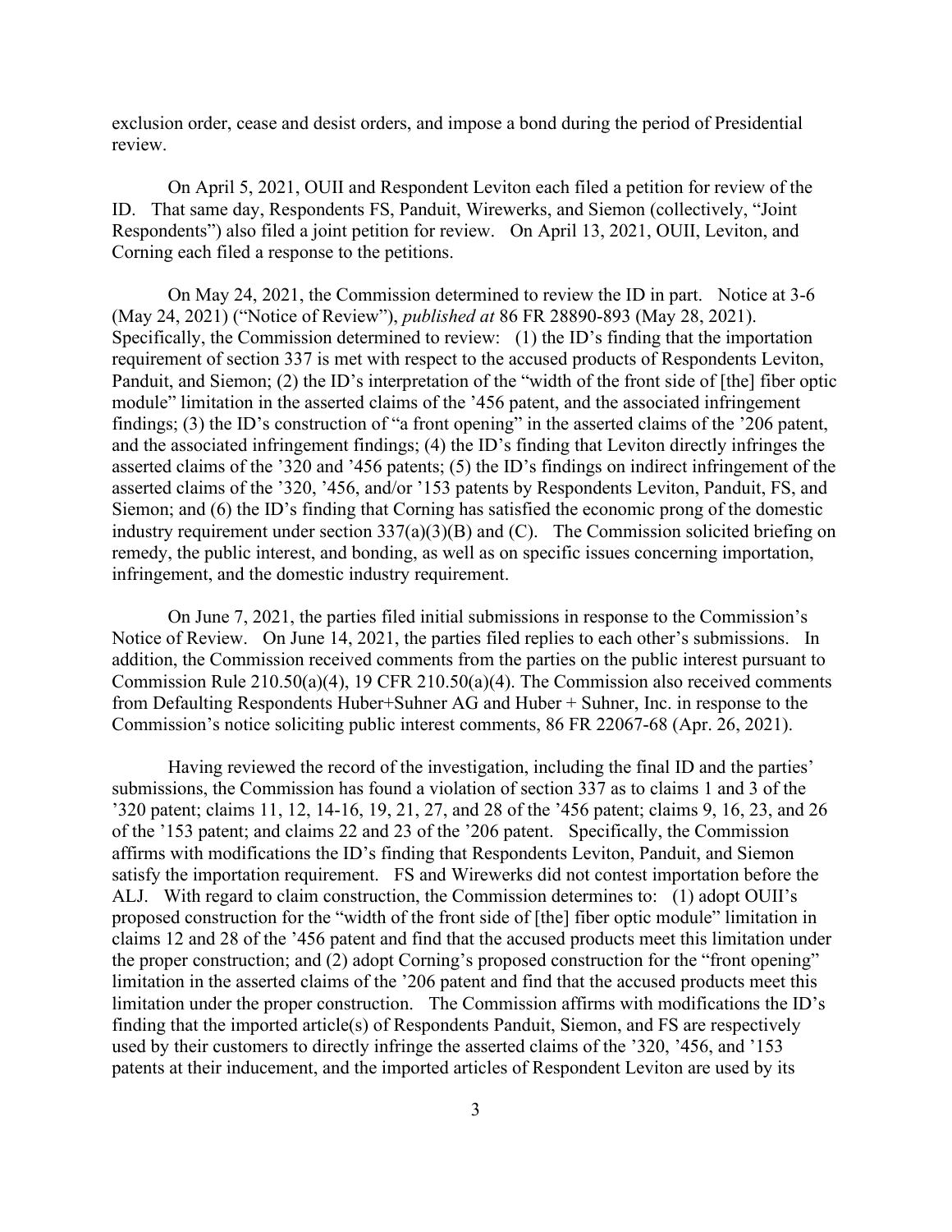exclusion order, cease and desist orders, and impose a bond during the period of Presidential review.

On April 5, 2021, OUII and Respondent Leviton each filed a petition for review of the ID. That same day, Respondents FS, Panduit, Wirewerks, and Siemon (collectively, "Joint Respondents") also filed a joint petition for review. On April 13, 2021, OUII, Leviton, and Corning each filed a response to the petitions.

On May 24, 2021, the Commission determined to review the ID in part. Notice at 3-6 (May 24, 2021) ("Notice of Review"), *published at* 86 FR 28890-893 (May 28, 2021). Specifically, the Commission determined to review: (1) the ID's finding that the importation requirement of section 337 is met with respect to the accused products of Respondents Leviton, Panduit, and Siemon; (2) the ID's interpretation of the "width of the front side of [the] fiber optic module" limitation in the asserted claims of the '456 patent, and the associated infringement findings; (3) the ID's construction of "a front opening" in the asserted claims of the '206 patent, and the associated infringement findings; (4) the ID's finding that Leviton directly infringes the asserted claims of the '320 and '456 patents; (5) the ID's findings on indirect infringement of the asserted claims of the '320, '456, and/or '153 patents by Respondents Leviton, Panduit, FS, and Siemon; and (6) the ID's finding that Corning has satisfied the economic prong of the domestic industry requirement under section 337(a)(3)(B) and (C). The Commission solicited briefing on remedy, the public interest, and bonding, as well as on specific issues concerning importation, infringement, and the domestic industry requirement.

On June 7, 2021, the parties filed initial submissions in response to the Commission's Notice of Review. On June 14, 2021, the parties filed replies to each other's submissions. In addition, the Commission received comments from the parties on the public interest pursuant to Commission Rule 210.50(a)(4), 19 CFR 210.50(a)(4). The Commission also received comments from Defaulting Respondents Huber+Suhner AG and Huber + Suhner, Inc. in response to the Commission's notice soliciting public interest comments, 86 FR 22067-68 (Apr. 26, 2021).

Having reviewed the record of the investigation, including the final ID and the parties' submissions, the Commission has found a violation of section 337 as to claims 1 and 3 of the '320 patent; claims 11, 12, 14-16, 19, 21, 27, and 28 of the '456 patent; claims 9, 16, 23, and 26 of the '153 patent; and claims 22 and 23 of the '206 patent. Specifically, the Commission affirms with modifications the ID's finding that Respondents Leviton, Panduit, and Siemon satisfy the importation requirement. FS and Wirewerks did not contest importation before the ALJ. With regard to claim construction, the Commission determines to: (1) adopt OUII's proposed construction for the "width of the front side of [the] fiber optic module" limitation in claims 12 and 28 of the '456 patent and find that the accused products meet this limitation under the proper construction; and (2) adopt Corning's proposed construction for the "front opening" limitation in the asserted claims of the '206 patent and find that the accused products meet this limitation under the proper construction. The Commission affirms with modifications the ID's finding that the imported article(s) of Respondents Panduit, Siemon, and FS are respectively used by their customers to directly infringe the asserted claims of the '320, '456, and '153 patents at their inducement, and the imported articles of Respondent Leviton are used by its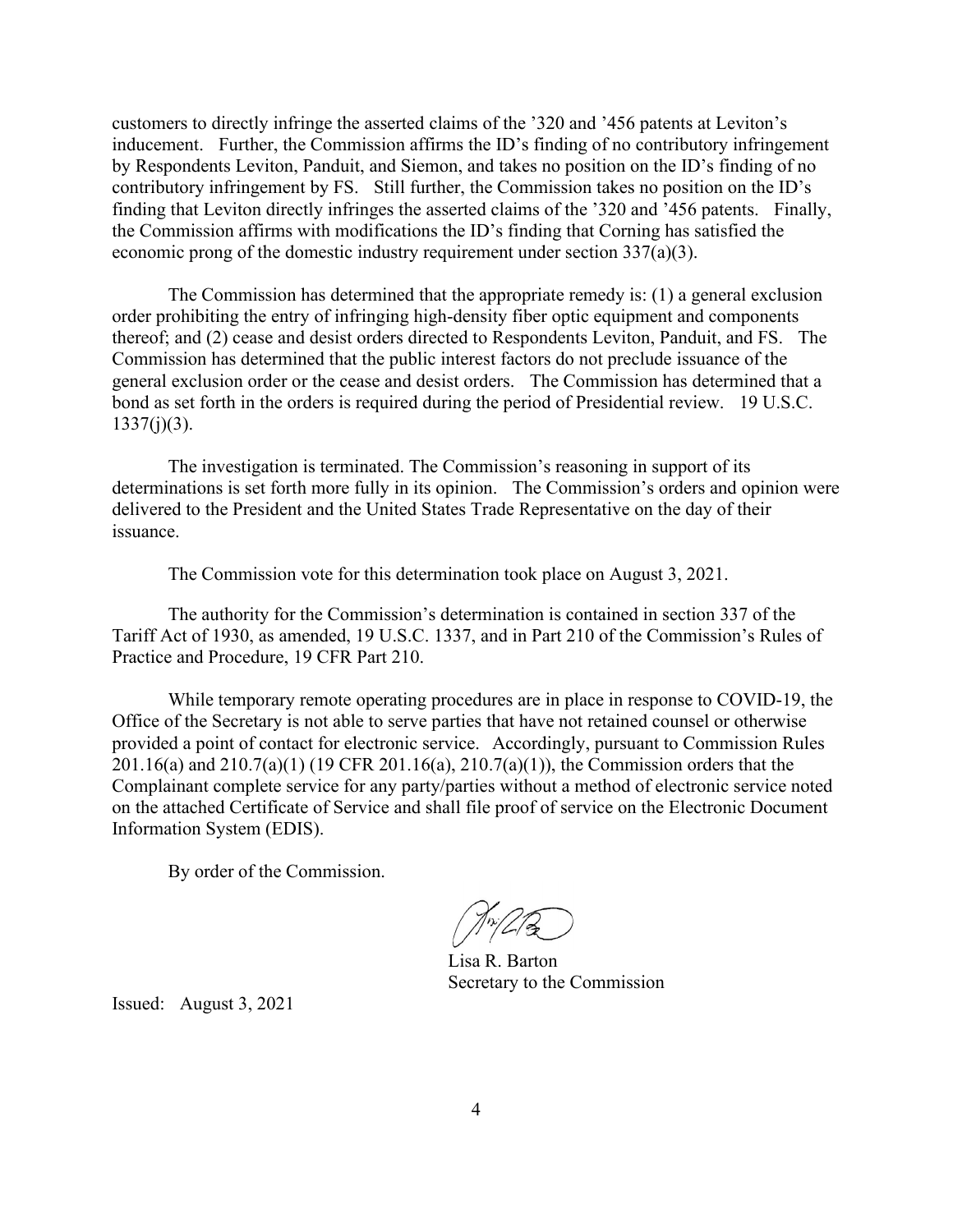customers to directly infringe the asserted claims of the '320 and '456 patents at Leviton's inducement. Further, the Commission affirms the ID's finding of no contributory infringement by Respondents Leviton, Panduit, and Siemon, and takes no position on the ID's finding of no contributory infringement by FS. Still further, the Commission takes no position on the ID's finding that Leviton directly infringes the asserted claims of the '320 and '456 patents. Finally, the Commission affirms with modifications the ID's finding that Corning has satisfied the economic prong of the domestic industry requirement under section 337(a)(3).

The Commission has determined that the appropriate remedy is: (1) a general exclusion order prohibiting the entry of infringing high-density fiber optic equipment and components thereof; and (2) cease and desist orders directed to Respondents Leviton, Panduit, and FS. The Commission has determined that the public interest factors do not preclude issuance of the general exclusion order or the cease and desist orders. The Commission has determined that a bond as set forth in the orders is required during the period of Presidential review. 19 U.S.C. 1337(j)(3).

The investigation is terminated. The Commission's reasoning in support of its determinations is set forth more fully in its opinion. The Commission's orders and opinion were delivered to the President and the United States Trade Representative on the day of their issuance.

The Commission vote for this determination took place on August 3, 2021.

The authority for the Commission's determination is contained in section 337 of the Tariff Act of 1930, as amended, 19 U.S.C. 1337, and in Part 210 of the Commission's Rules of Practice and Procedure, 19 CFR Part 210.

While temporary remote operating procedures are in place in response to COVID-19, the Office of the Secretary is not able to serve parties that have not retained counsel or otherwise provided a point of contact for electronic service. Accordingly, pursuant to Commission Rules 201.16(a) and 210.7(a)(1) (19 CFR 201.16(a), 210.7(a)(1)), the Commission orders that the Complainant complete service for any party/parties without a method of electronic service noted on the attached Certificate of Service and shall file proof of service on the Electronic Document Information System (EDIS).

By order of the Commission.

Lisa R. Barton
Secretary to the Commission

Issued: August 3, 2021